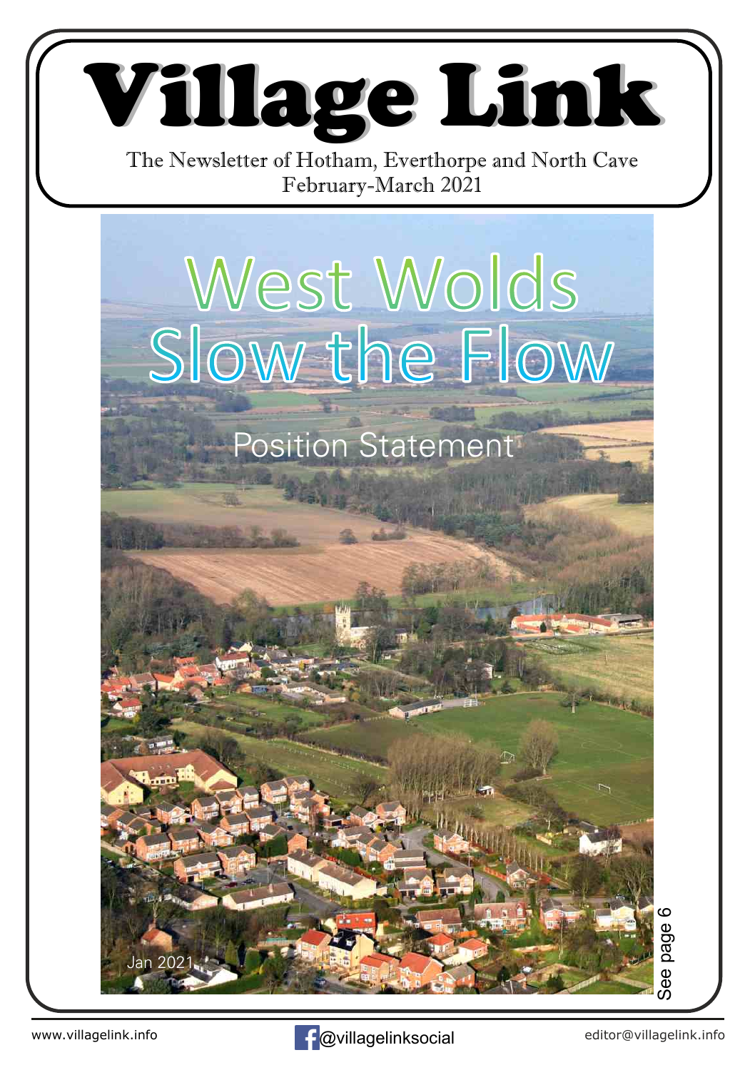# Village Link

The Newsletter of Hotham, Everthorpe and North Cave

February-March 2021

## West Wolds Slow the Flow

Position Statement

Jan 2021

See page 6

www.villagelink.info

@villagelinksocial

editor@villagelink.info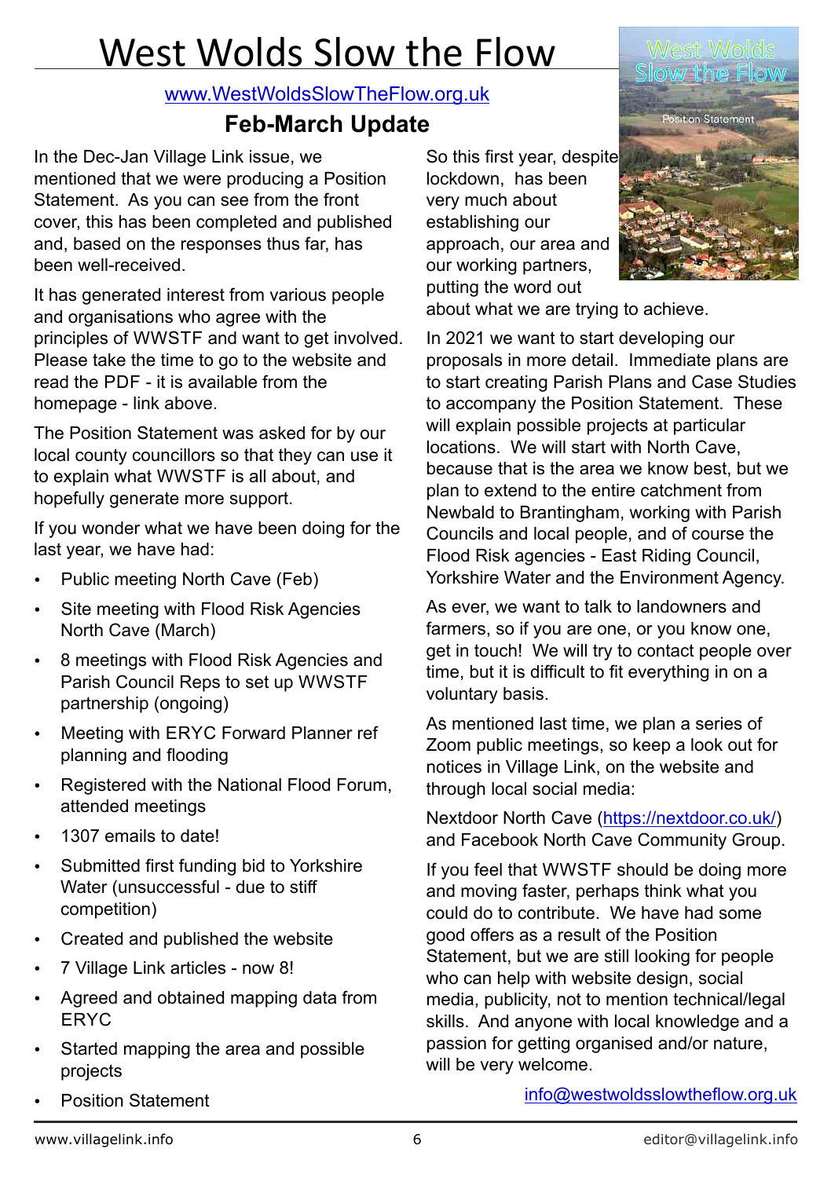# West Wolds Slow the Flow

www.WestWoldsSlowTheFlow.org.uk

## Feb-March Update

In the Dec-Jan Village Link issue, we mentioned that we were producing a Position Statement. As you can see from the front cover, this has been completed and published and, based on the responses thus far, has been well-received.

It has generated interest from various people and organisations who agree with the principles of WWSTF and want to get involved. Please take the time to go to the website and read the PDF - it is available from the homepage - link above.

The Position Statement was asked for by our local county councillors so that they can use it to explain what WWSTF is all about, and hopefully generate more support.

If you wonder what we have been doing for the last year, we have had:

- Public meeting North Cave (Feb)
- Site meeting with Flood Risk Agencies North Cave (March)
- 8 meetings with Flood Risk Agencies and Parish Council Reps to set up WWSTF partnership (ongoing)
- Meeting with ERYC Forward Planner ref planning and flooding
- Registered with the National Flood Forum, attended meetings
- 1307 emails to date!
- Submitted first funding bid to Yorkshire Water (unsuccessful - due to stiff competition)
- Created and published the website
- 7 Village Link articles - now 8!
- Agreed and obtained mapping data from ERYC
- Started mapping the area and possible projects
- Position Statement

So this first year, despite lockdown, has been very much about establishing our approach, our area and our working partners, putting the word out about what we are trying to achieve.

In 2021 we want to start developing our proposals in more detail. Immediate plans are to start creating Parish Plans and Case Studies to accompany the Position Statement. These will explain possible projects at particular locations. We will start with North Cave, because that is the area we know best, but we plan to extend to the entire catchment from Newbald to Brantingham, working with Parish Councils and local people, and of course the Flood Risk agencies - East Riding Council, Yorkshire Water and the Environment Agency.

As ever, we want to talk to landowners and farmers, so if you are one, or you know one, get in touch! We will try to contact people over time, but it is difficult to fit everything in on a voluntary basis.

As mentioned last time, we plan a series of Zoom public meetings, so keep a look out for notices in Village Link, on the website and through local social media:

Nextdoor North Cave (https://nextdoor.co.uk/) and Facebook North Cave Community Group.

If you feel that WWSTF should be doing more and moving faster, perhaps think what you could do to contribute. We have had some good offers as a result of the Position Statement, but we are still looking for people who can help with website design, social media, publicity, not to mention technical/legal skills. And anyone with local knowledge and a passion for getting organised and/or nature, will be very welcome.

info@westwoldsslowtheflow.org.uk